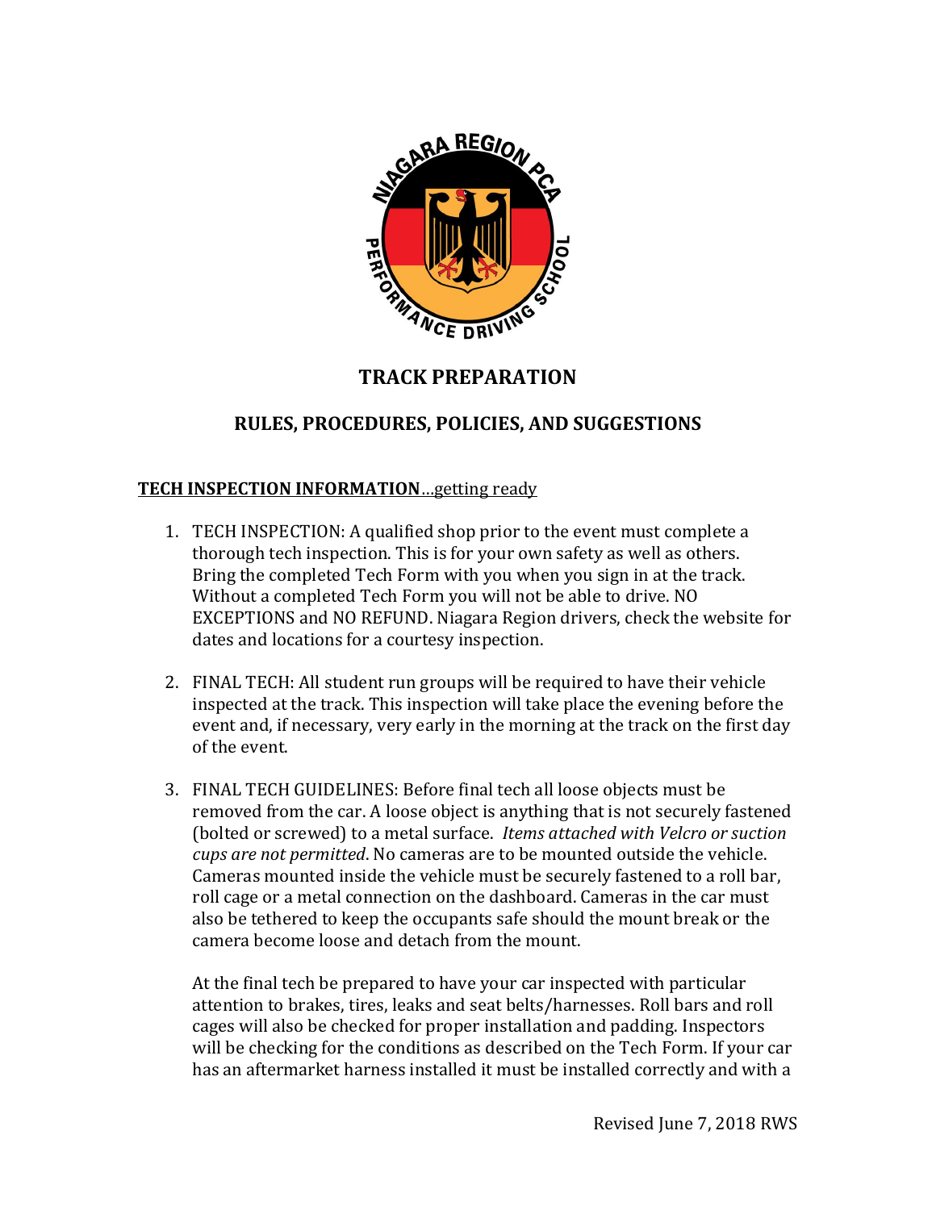# TRACK PREPARATION

## RULES, PROCEDURES, POLICIES, AND SUGGESTIONS

**TECH INSPECTION INFORMATION**...getting ready

1. TECH INSPECTION: A qualified shop prior to the event must complete a thorough tech inspection. This is for your own safety as well as others. Bring the completed Tech Form with you when you sign in at the track. Without a completed Tech Form you will not be able to drive. NO EXCEPTIONS and NO REFUND. Niagara Region drivers, check the website for dates and locations for a courtesy inspection.

2. FINAL TECH: All student run groups will be required to have their vehicle inspected at the track. This inspection will take place the evening before the event and, if necessary, very early in the morning at the track on the first day of the event.

3. FINAL TECH GUIDELINES: Before final tech all loose objects must be removed from the car. A loose object is anything that is not securely fastened (bolted or screwed) to a metal surface. *Items attached with Velcro or suction cups are not permitted*. No cameras are to be mounted outside the vehicle. Cameras mounted inside the vehicle must be securely fastened to a roll bar, roll cage or a metal connection on the dashboard. Cameras in the car must also be tethered to keep the occupants safe should the mount break or the camera become loose and detach from the mount.

   At the final tech be prepared to have your car inspected with particular attention to brakes, tires, leaks and seat belts/harnesses. Roll bars and roll cages will also be checked for proper installation and padding. Inspectors will be checking for the conditions as described on the Tech Form. If your car has an aftermarket harness installed it must be installed correctly and with a

Revised June 7, 2018 RWS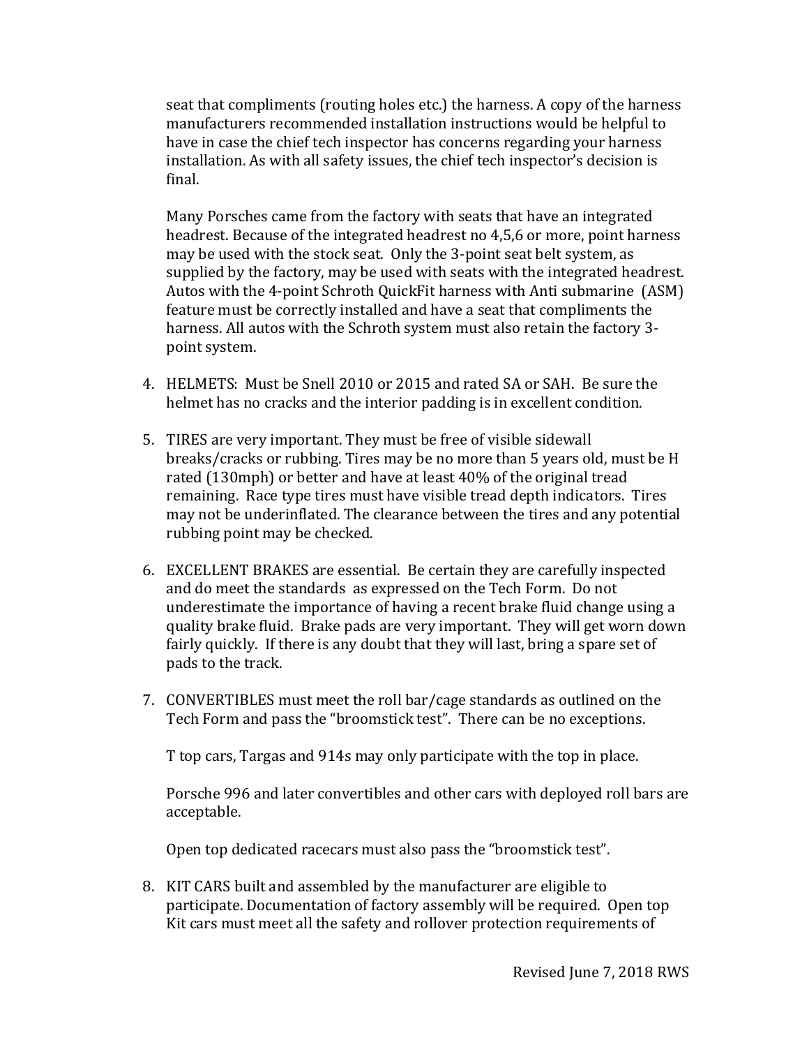seat that compliments (routing holes etc.) the harness. A copy of the harness manufacturers recommended installation instructions would be helpful to have in case the chief tech inspector has concerns regarding your harness installation. As with all safety issues, the chief tech inspector's decision is final.

Many Porsches came from the factory with seats that have an integrated headrest. Because of the integrated headrest no 4,5,6 or more, point harness may be used with the stock seat. Only the 3-point seat belt system, as supplied by the factory, may be used with seats with the integrated headrest. Autos with the 4-point Schroth QuickFit harness with Anti submarine (ASM) feature must be correctly installed and have a seat that compliments the harness. All autos with the Schroth system must also retain the factory 3-point system.

4. HELMETS: Must be Snell 2010 or 2015 and rated SA or SAH. Be sure the helmet has no cracks and the interior padding is in excellent condition.

5. TIRES are very important. They must be free of visible sidewall breaks/cracks or rubbing. Tires may be no more than 5 years old, must be H rated (130mph) or better and have at least 40% of the original tread remaining. Race type tires must have visible tread depth indicators. Tires may not be underinflated. The clearance between the tires and any potential rubbing point may be checked.

6. EXCELLENT BRAKES are essential. Be certain they are carefully inspected and do meet the standards as expressed on the Tech Form. Do not underestimate the importance of having a recent brake fluid change using a quality brake fluid. Brake pads are very important. They will get worn down fairly quickly. If there is any doubt that they will last, bring a spare set of pads to the track.

7. CONVERTIBLES must meet the roll bar/cage standards as outlined on the Tech Form and pass the "broomstick test". There can be no exceptions.

   T top cars, Targas and 914s may only participate with the top in place.

   Porsche 996 and later convertibles and other cars with deployed roll bars are acceptable.

   Open top dedicated racecars must also pass the "broomstick test".

8. KIT CARS built and assembled by the manufacturer are eligible to participate. Documentation of factory assembly will be required. Open top Kit cars must meet all the safety and rollover protection requirements of

Revised June 7, 2018 RWS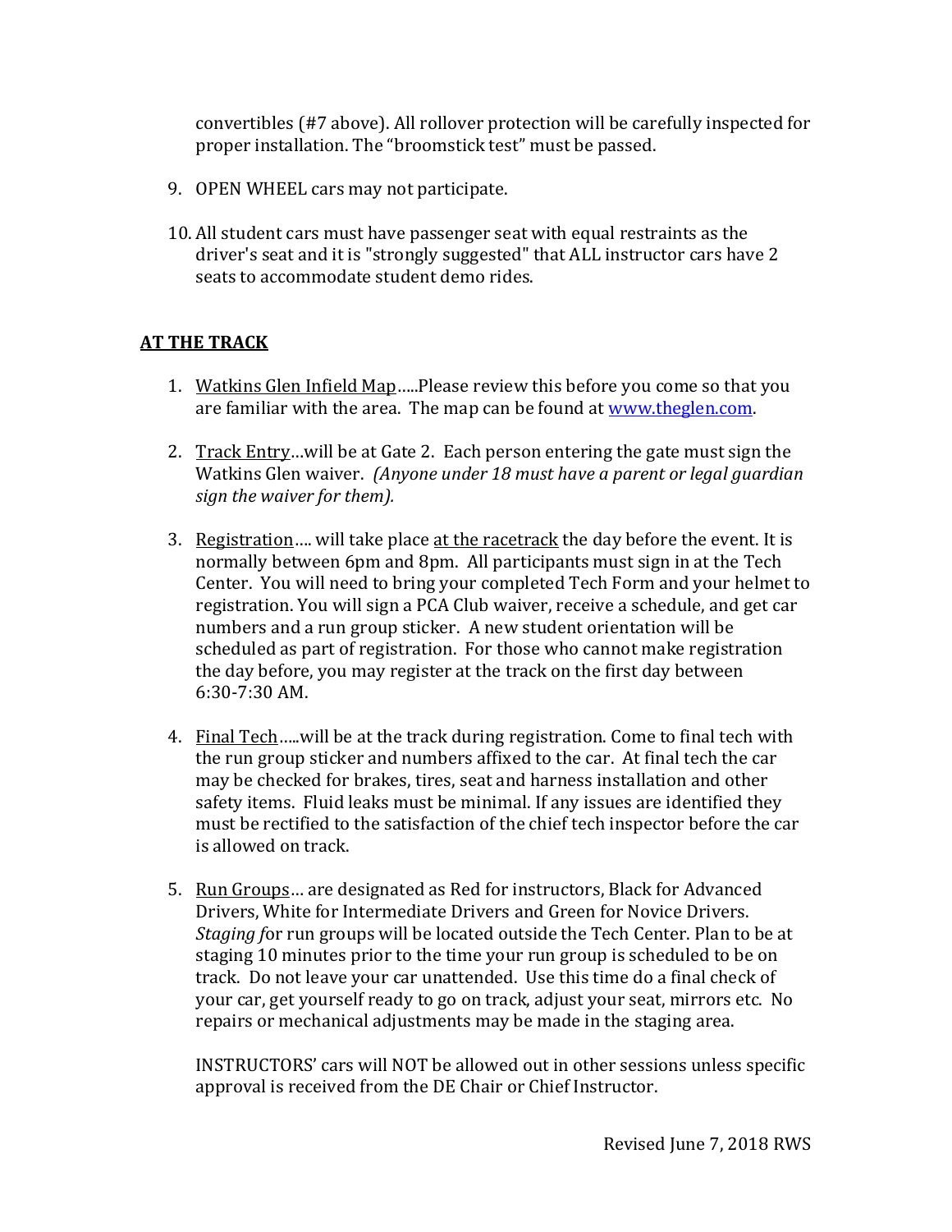convertibles (#7 above). All rollover protection will be carefully inspected for proper installation. The "broomstick test" must be passed.

9. OPEN WHEEL cars may not participate.

10. All student cars must have passenger seat with equal restraints as the driver's seat and it is "strongly suggested" that ALL instructor cars have 2 seats to accommodate student demo rides.

## **AT THE TRACK**

1. Watkins Glen Infield Map.....Please review this before you come so that you are familiar with the area. The map can be found at www.theglen.com.

2. Track Entry…will be at Gate 2. Each person entering the gate must sign the Watkins Glen waiver. *(Anyone under 18 must have a parent or legal guardian sign the waiver for them).*

3. Registration…. will take place at the racetrack the day before the event. It is normally between 6pm and 8pm. All participants must sign in at the Tech Center. You will need to bring your completed Tech Form and your helmet to registration. You will sign a PCA Club waiver, receive a schedule, and get car numbers and a run group sticker. A new student orientation will be scheduled as part of registration. For those who cannot make registration the day before, you may register at the track on the first day between 6:30-7:30 AM.

4. Final Tech…..will be at the track during registration. Come to final tech with the run group sticker and numbers affixed to the car. At final tech the car may be checked for brakes, tires, seat and harness installation and other safety items. Fluid leaks must be minimal. If any issues are identified they must be rectified to the satisfaction of the chief tech inspector before the car is allowed on track.

5. Run Groups… are designated as Red for instructors, Black for Advanced Drivers, White for Intermediate Drivers and Green for Novice Drivers. *Staging f*or run groups will be located outside the Tech Center. Plan to be at staging 10 minutes prior to the time your run group is scheduled to be on track. Do not leave your car unattended. Use this time do a final check of your car, get yourself ready to go on track, adjust your seat, mirrors etc. No repairs or mechanical adjustments may be made in the staging area.

   INSTRUCTORS' cars will NOT be allowed out in other sessions unless specific approval is received from the DE Chair or Chief Instructor.

Revised June 7, 2018 RWS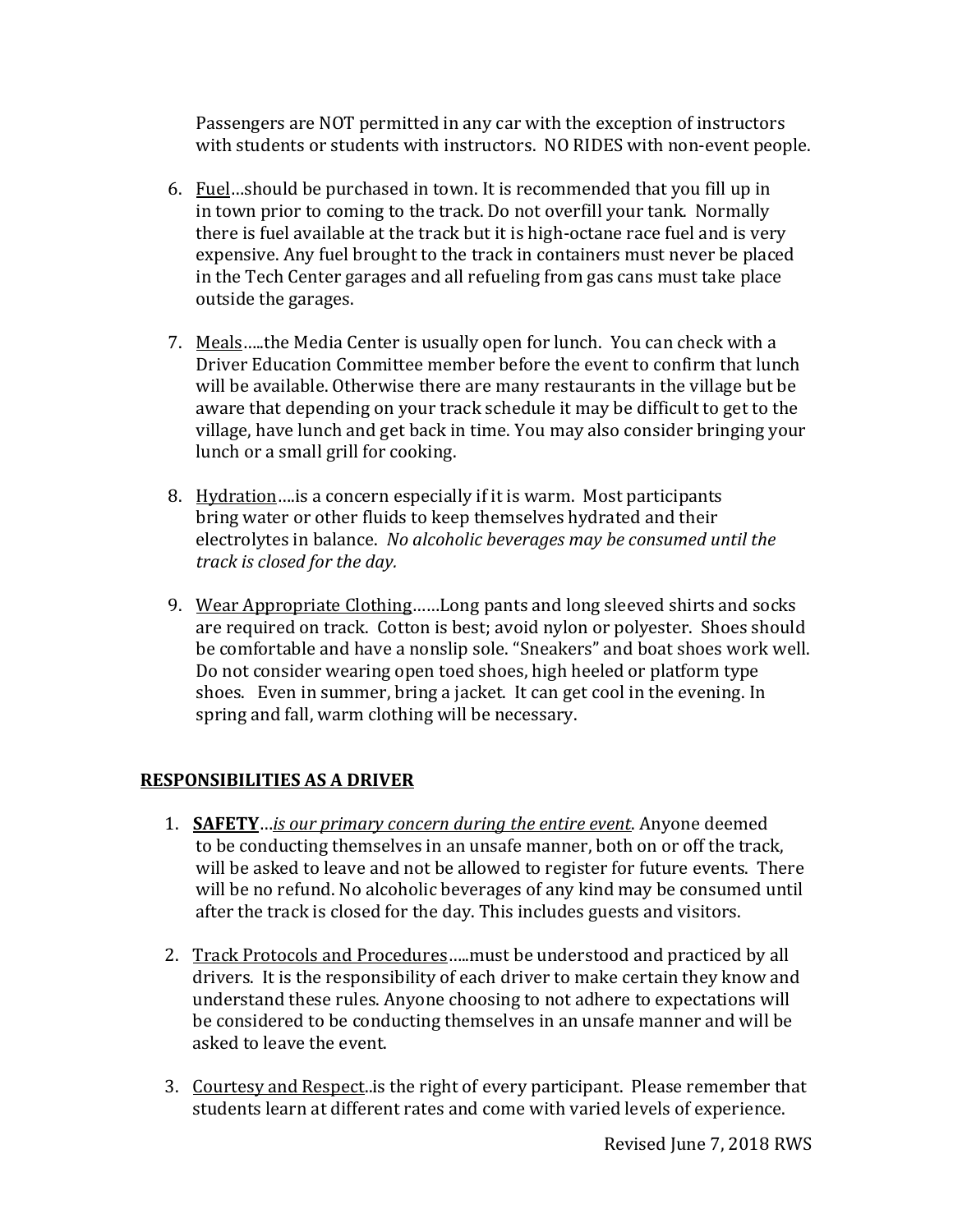Passengers are NOT permitted in any car with the exception of instructors with students or students with instructors. NO RIDES with non-event people.

6. <u>Fuel</u>…should be purchased in town. It is recommended that you fill up in in town prior to coming to the track. Do not overfill your tank. Normally there is fuel available at the track but it is high-octane race fuel and is very expensive. Any fuel brought to the track in containers must never be placed in the Tech Center garages and all refueling from gas cans must take place outside the garages.

7. <u>Meals</u>…..the Media Center is usually open for lunch. You can check with a Driver Education Committee member before the event to confirm that lunch will be available. Otherwise there are many restaurants in the village but be aware that depending on your track schedule it may be difficult to get to the village, have lunch and get back in time. You may also consider bringing your lunch or a small grill for cooking.

8. <u>Hydration</u>….is a concern especially if it is warm. Most participants bring water or other fluids to keep themselves hydrated and their electrolytes in balance. *No alcoholic beverages may be consumed until the track is closed for the day.*

9. <u>Wear Appropriate Clothing</u>……Long pants and long sleeved shirts and socks are required on track. Cotton is best; avoid nylon or polyester. Shoes should be comfortable and have a nonslip sole. "Sneakers" and boat shoes work well. Do not consider wearing open toed shoes, high heeled or platform type shoes. Even in summer, bring a jacket. It can get cool in the evening. In spring and fall, warm clothing will be necessary.

## <u>RESPONSIBILITIES AS A DRIVER</u>

1. **<u>SAFETY</u>**…*<u>is our primary concern during the entire event</u>.* Anyone deemed to be conducting themselves in an unsafe manner, both on or off the track, will be asked to leave and not be allowed to register for future events. There will be no refund. No alcoholic beverages of any kind may be consumed until after the track is closed for the day. This includes guests and visitors.

2. <u>Track Protocols and Procedures</u>…..must be understood and practiced by all drivers. It is the responsibility of each driver to make certain they know and understand these rules. Anyone choosing to not adhere to expectations will be considered to be conducting themselves in an unsafe manner and will be asked to leave the event.

3. <u>Courtesy and Respect</u>..is the right of every participant. Please remember that students learn at different rates and come with varied levels of experience.

Revised June 7, 2018 RWS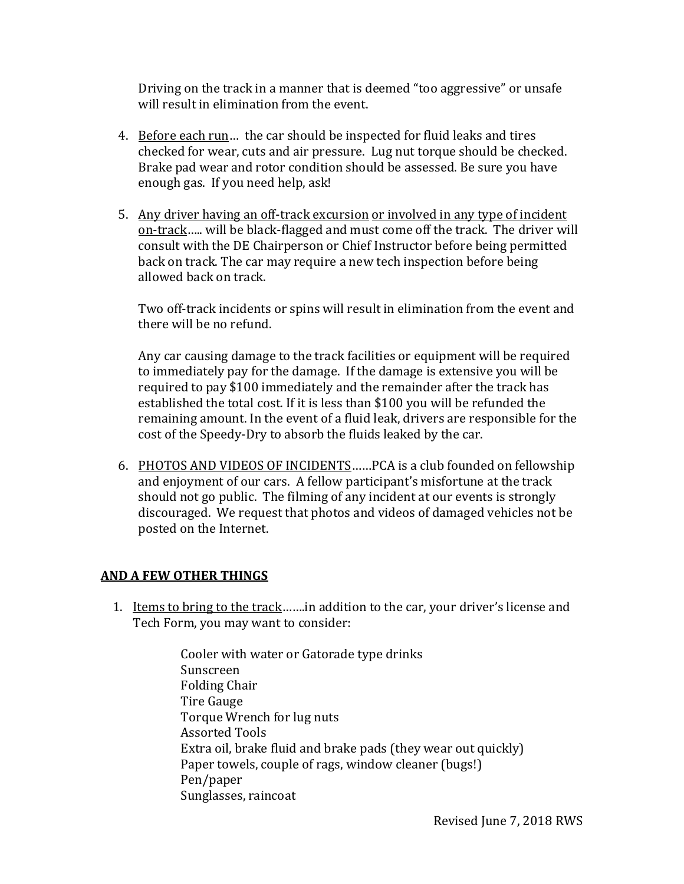Driving on the track in a manner that is deemed "too aggressive" or unsafe will result in elimination from the event.

4. <u>Before each run</u>… the car should be inspected for fluid leaks and tires checked for wear, cuts and air pressure. Lug nut torque should be checked. Brake pad wear and rotor condition should be assessed. Be sure you have enough gas. If you need help, ask!

5. <u>Any driver having an off-track excursion</u> <u>or involved in any type of incident on-track</u>….. will be black-flagged and must come off the track. The driver will consult with the DE Chairperson or Chief Instructor before being permitted back on track. The car may require a new tech inspection before being allowed back on track.

   Two off-track incidents or spins will result in elimination from the event and there will be no refund.

   Any car causing damage to the track facilities or equipment will be required to immediately pay for the damage. If the damage is extensive you will be required to pay $100 immediately and the remainder after the track has established the total cost. If it is less than $100 you will be refunded the remaining amount. In the event of a fluid leak, drivers are responsible for the cost of the Speedy-Dry to absorb the fluids leaked by the car.

6. <u>PHOTOS AND VIDEOS OF INCIDENTS</u>……PCA is a club founded on fellowship and enjoyment of our cars. A fellow participant's misfortune at the track should not go public. The filming of any incident at our events is strongly discouraged. We request that photos and videos of damaged vehicles not be posted on the Internet.

## <u>AND A FEW OTHER THINGS</u>

1. <u>Items to bring to the track</u>…….in addition to the car, your driver's license and Tech Form, you may want to consider:

   Cooler with water or Gatorade type drinks
   Sunscreen
   Folding Chair
   Tire Gauge
   Torque Wrench for lug nuts
   Assorted Tools
   Extra oil, brake fluid and brake pads (they wear out quickly)
   Paper towels, couple of rags, window cleaner (bugs!)
   Pen/paper
   Sunglasses, raincoat

Revised June 7, 2018 RWS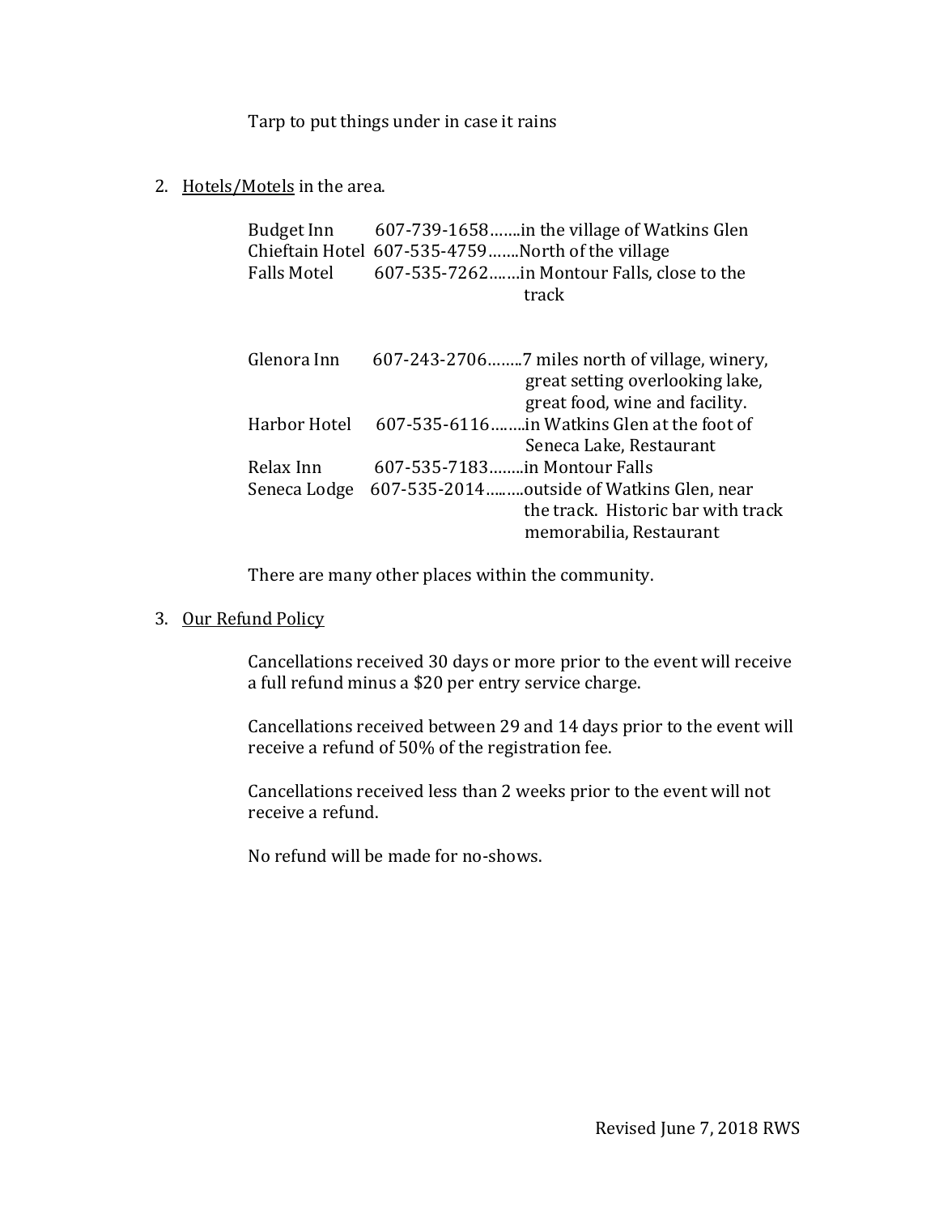Tarp to put things under in case it rains

2. <u>Hotels/Motels</u> in the area.

| | | |
|---|---|---|
| Budget Inn | 607-739-1658……. | in the village of Watkins Glen |
| Chieftain Hotel | 607-535-4759……. | North of the village |
| Falls Motel | 607-535-7262……. | in Montour Falls, close to the track |
| Glenora Inn | 607-243-2706…….. | 7 miles north of village, winery, great setting overlooking lake, great food, wine and facility. |
| Harbor Hotel | 607-535-6116…….. | in Watkins Glen at the foot of Seneca Lake, Restaurant |
| Relax Inn | 607-535-7183…….. | in Montour Falls |
| Seneca Lodge | 607-535-2014……… | outside of Watkins Glen, near the track. Historic bar with track memorabilia, Restaurant |

There are many other places within the community.

3. <u>Our Refund Policy</u>

Cancellations received 30 days or more prior to the event will receive a full refund minus a $20 per entry service charge.

Cancellations received between 29 and 14 days prior to the event will receive a refund of 50% of the registration fee.

Cancellations received less than 2 weeks prior to the event will not receive a refund.

No refund will be made for no-shows.

Revised June 7, 2018 RWS